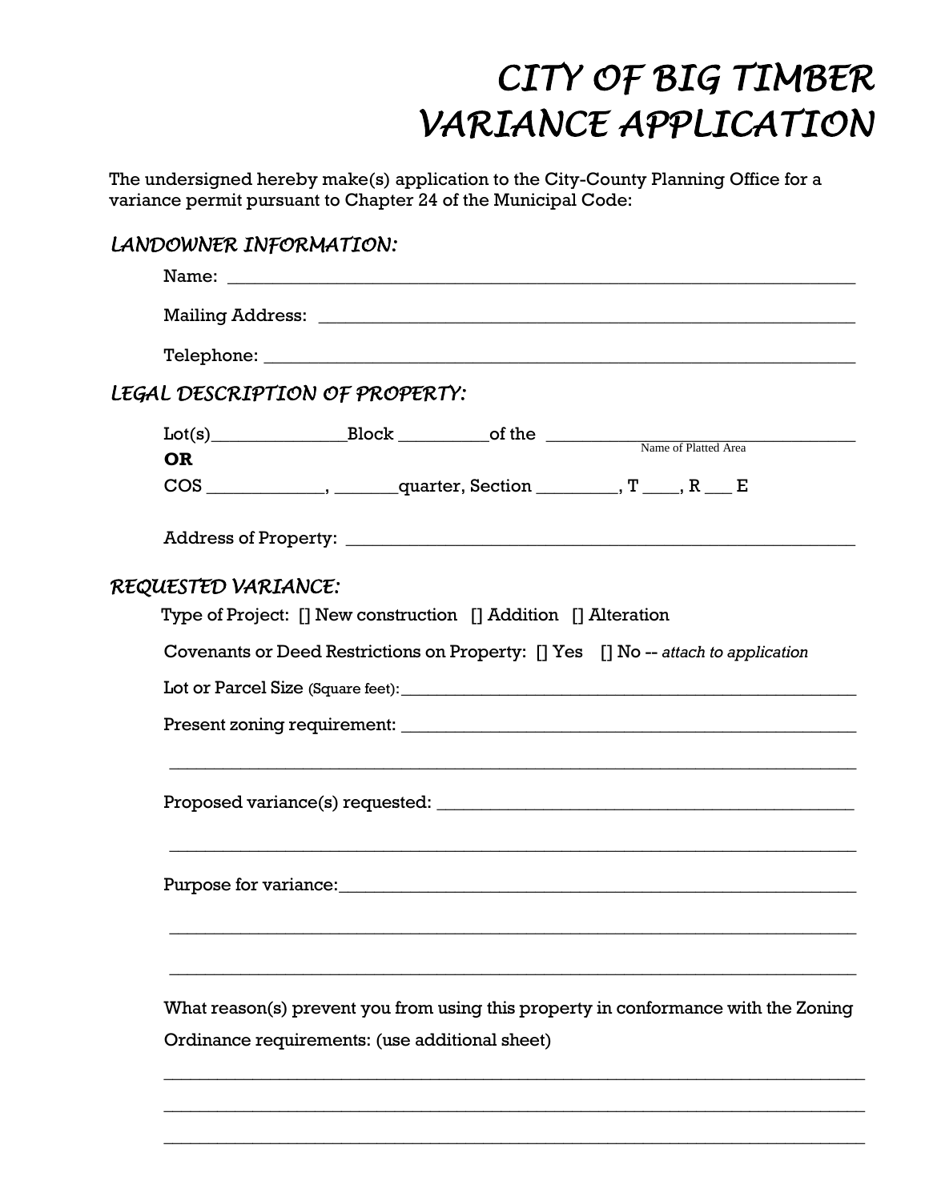# CITY OF BIG TIMBER VARIANCE APPLICATION

The undersigned hereby make(s) application to the City-County Planning Office for a variance permit pursuant to Chapter 24 of the Municipal Code:

## LANDOWNER INFORMATION:

Name: ____________________________________________________________

Mailing Address: ____________________________________________________

Telephone: _________________________________________________________

## LEGAL DESCRIPTION OF PROPERTY:

Lot(s)______________Block _________of the ______________________________
Name of Platted Area

**OR**

COS ____________, _______quarter, Section ________, T ____, R ___ E

Address of Property: ___________________________________________________

## REQUESTED VARIANCE:

Type of Project: [] New construction [] Addition [] Alteration

Covenants or Deed Restrictions on Property: [] Yes [] No -- *attach to application*

Lot or Parcel Size (Square feet):___________________________________________

Present zoning requirement: ______________________________________________

___________________________________________________________________

Proposed variance(s) requested: ___________________________________________

___________________________________________________________________

Purpose for variance:_____________________________________________________

___________________________________________________________________

___________________________________________________________________

What reason(s) prevent you from using this property in conformance with the Zoning Ordinance requirements: (use additional sheet)

___________________________________________________________________

___________________________________________________________________

___________________________________________________________________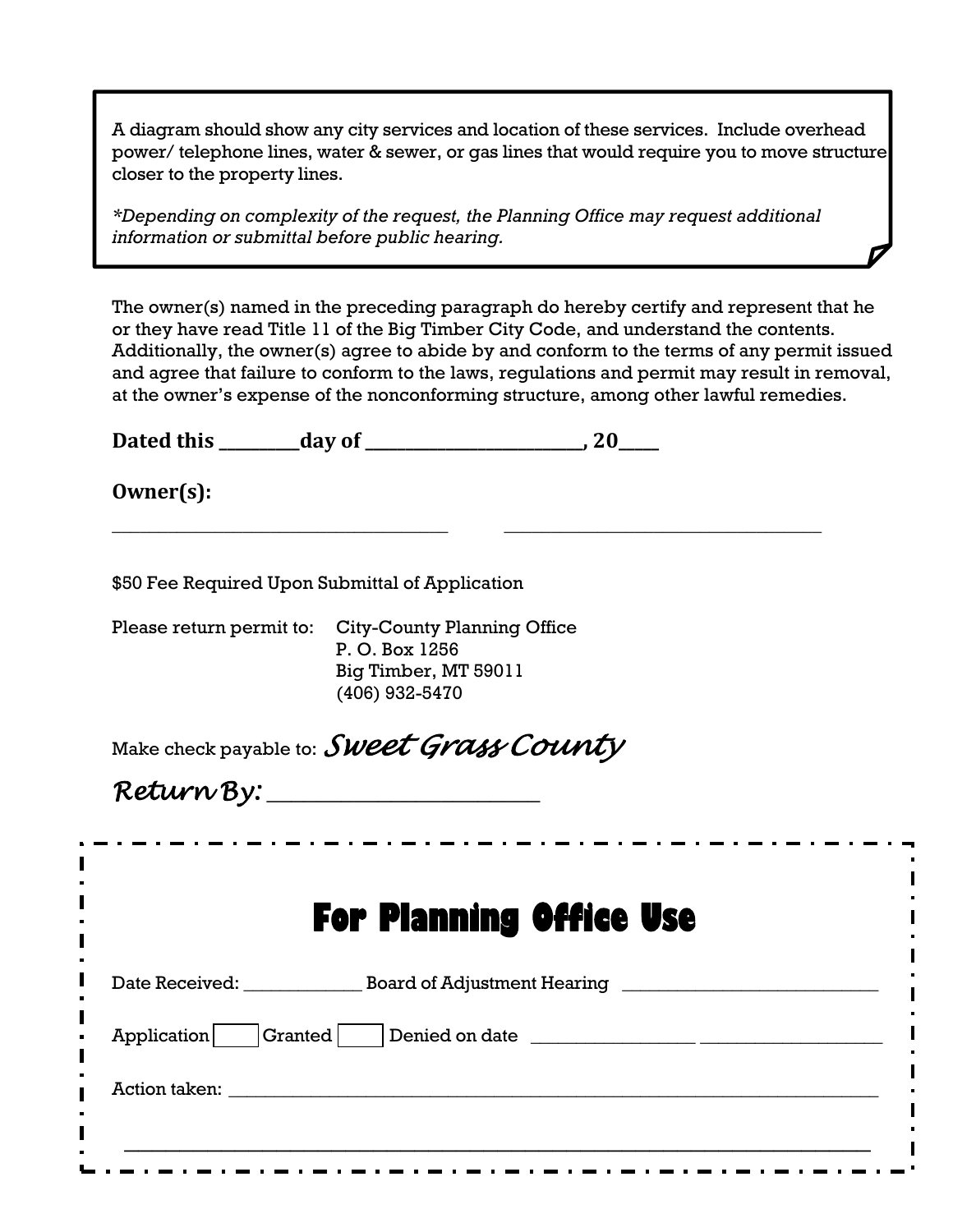A diagram should show any city services and location of these services. Include overhead power/ telephone lines, water & sewer, or gas lines that would require you to move structure closer to the property lines.

*\*Depending on complexity of the request, the Planning Office may request additional information or submittal before public hearing.*

The owner(s) named in the preceding paragraph do hereby certify and represent that he or they have read Title 11 of the Big Timber City Code, and understand the contents. Additionally, the owner(s) agree to abide by and conform to the terms of any permit issued and agree that failure to conform to the laws, regulations and permit may result in removal, at the owner's expense of the nonconforming structure, among other lawful remedies.

**Dated this _________day of _________________________, 20____**

**Owner(s):**

_____________________________________ &nbsp;&nbsp;&nbsp;&nbsp; ___________________________________

$50 Fee Required Upon Submittal of Application

Please return permit to: City-County Planning Office
P. O. Box 1256
Big Timber, MT 59011
(406) 932-5470

Make check payable to: *Sweet Grass County*

*Return By:* ___________________________

## For Planning Office Use

Date Received: _____________ Board of Adjustment Hearing ____________________________

Application ☐ Granted ☐ Denied on date _________________ ___________________

Action taken: ___________________________________________________________________

_______________________________________________________________________________